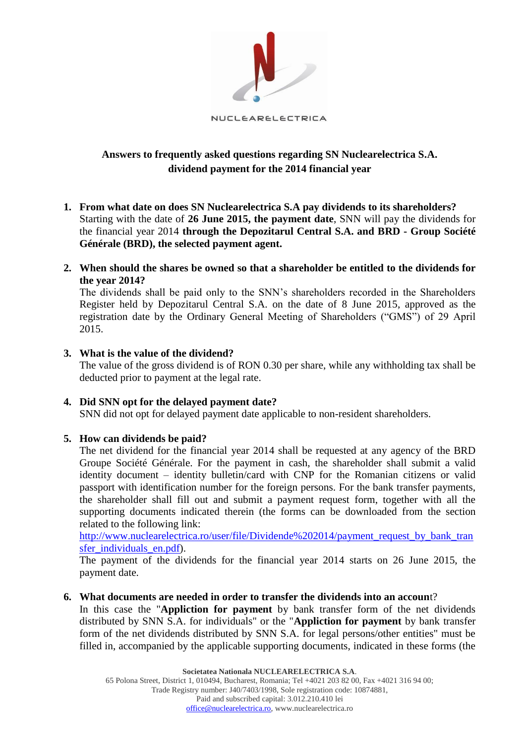NUCLEARELECTRICA

**Answers to frequently asked questions regarding SN Nuclearelectrica S.A. dividend payment for the 2014 financial year**

1. **From what date on does SN Nuclearelectrica S.A pay dividends to its shareholders?**
Starting with the date of **26 June 2015, the payment date**, SNN will pay the dividends for the financial year 2014 **through the Depozitarul Central S.A. and BRD - Group Société Générale (BRD), the selected payment agent.**

2. **When should the shares be owned so that a shareholder be entitled to the dividends for the year 2014?**
The dividends shall be paid only to the SNN's shareholders recorded in the Shareholders Register held by Depozitarul Central S.A. on the date of 8 June 2015, approved as the registration date by the Ordinary General Meeting of Shareholders ("GMS") of 29 April 2015.

3. **What is the value of the dividend?**
The value of the gross dividend is of RON 0.30 per share, while any withholding tax shall be deducted prior to payment at the legal rate.

4. **Did SNN opt for the delayed payment date?**
SNN did not opt for delayed payment date applicable to non-resident shareholders.

5. **How can dividends be paid?**
The net dividend for the financial year 2014 shall be requested at any agency of the BRD Groupe Société Générale. For the payment in cash, the shareholder shall submit a valid identity document – identity bulletin/card with CNP for the Romanian citizens or valid passport with identification number for the foreign persons. For the bank transfer payments, the shareholder shall fill out and submit a payment request form, together with all the supporting documents indicated therein (the forms can be downloaded from the section related to the following link:
http://www.nuclearelectrica.ro/user/file/Dividende%202014/payment_request_by_bank_transfer_individuals_en.pdf).
The payment of the dividends for the financial year 2014 starts on 26 June 2015, the payment date.

6. **What documents are needed in order to transfer the dividends into an accoun**t?
In this case the "**Appliction for payment** by bank transfer form of the net dividends distributed by SNN S.A. for individuals" or the "**Appliction for payment** by bank transfer form of the net dividends distributed by SNN S.A. for legal persons/other entities" must be filled in, accompanied by the applicable supporting documents, indicated in these forms (the

**Societatea Nationala NUCLEARELECTRICA S.A.**
65 Polona Street, District 1, 010494, Bucharest, Romania; Tel +4021 203 82 00, Fax +4021 316 94 00;
Trade Registry number: J40/7403/1998, Sole registration code: 10874881,
Paid and subscribed capital: 3.012.210.410 lei
office@nuclearelectrica.ro, www.nuclearelectrica.ro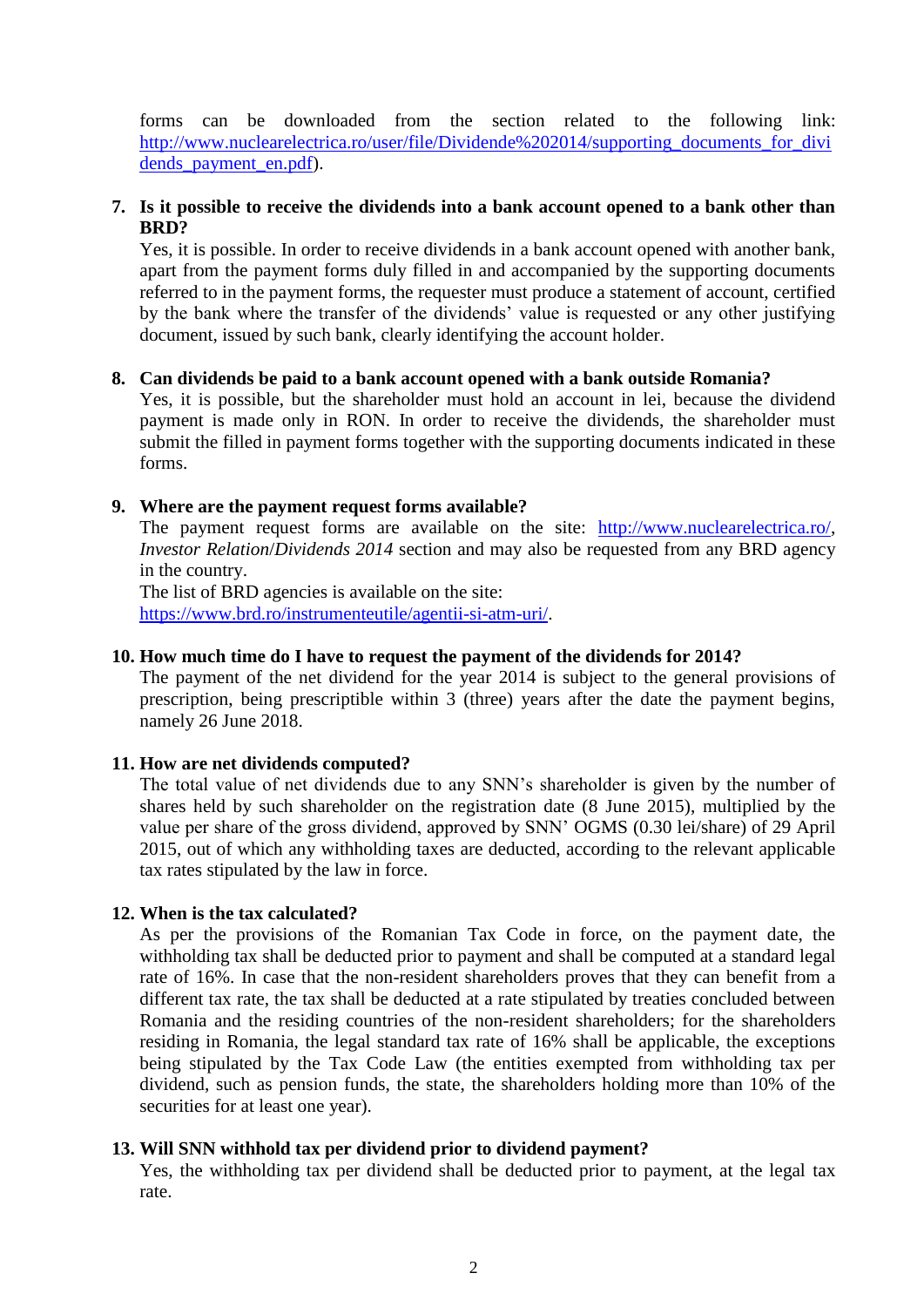forms can be downloaded from the section related to the following link: http://www.nuclearelectrica.ro/user/file/Dividende%202014/supporting_documents_for_dividends_payment_en.pdf).

**7. Is it possible to receive the dividends into a bank account opened to a bank other than BRD?**

Yes, it is possible. In order to receive dividends in a bank account opened with another bank, apart from the payment forms duly filled in and accompanied by the supporting documents referred to in the payment forms, the requester must produce a statement of account, certified by the bank where the transfer of the dividends' value is requested or any other justifying document, issued by such bank, clearly identifying the account holder.

**8. Can dividends be paid to a bank account opened with a bank outside Romania?**

Yes, it is possible, but the shareholder must hold an account in lei, because the dividend payment is made only in RON. In order to receive the dividends, the shareholder must submit the filled in payment forms together with the supporting documents indicated in these forms.

**9. Where are the payment request forms available?**

The payment request forms are available on the site: http://www.nuclearelectrica.ro/, *Investor Relation*/*Dividends 2014* section and may also be requested from any BRD agency in the country.

The list of BRD agencies is available on the site:
https://www.brd.ro/instrumenteutile/agentii-si-atm-uri/.

**10. How much time do I have to request the payment of the dividends for 2014?**

The payment of the net dividend for the year 2014 is subject to the general provisions of prescription, being prescriptible within 3 (three) years after the date the payment begins, namely 26 June 2018.

**11. How are net dividends computed?**

The total value of net dividends due to any SNN's shareholder is given by the number of shares held by such shareholder on the registration date (8 June 2015), multiplied by the value per share of the gross dividend, approved by SNN' OGMS (0.30 lei/share) of 29 April 2015, out of which any withholding taxes are deducted, according to the relevant applicable tax rates stipulated by the law in force.

**12. When is the tax calculated?**

As per the provisions of the Romanian Tax Code in force, on the payment date, the withholding tax shall be deducted prior to payment and shall be computed at a standard legal rate of 16%. In case that the non-resident shareholders proves that they can benefit from a different tax rate, the tax shall be deducted at a rate stipulated by treaties concluded between Romania and the residing countries of the non-resident shareholders; for the shareholders residing in Romania, the legal standard tax rate of 16% shall be applicable, the exceptions being stipulated by the Tax Code Law (the entities exempted from withholding tax per dividend, such as pension funds, the state, the shareholders holding more than 10% of the securities for at least one year).

**13. Will SNN withhold tax per dividend prior to dividend payment?**

Yes, the withholding tax per dividend shall be deducted prior to payment, at the legal tax rate.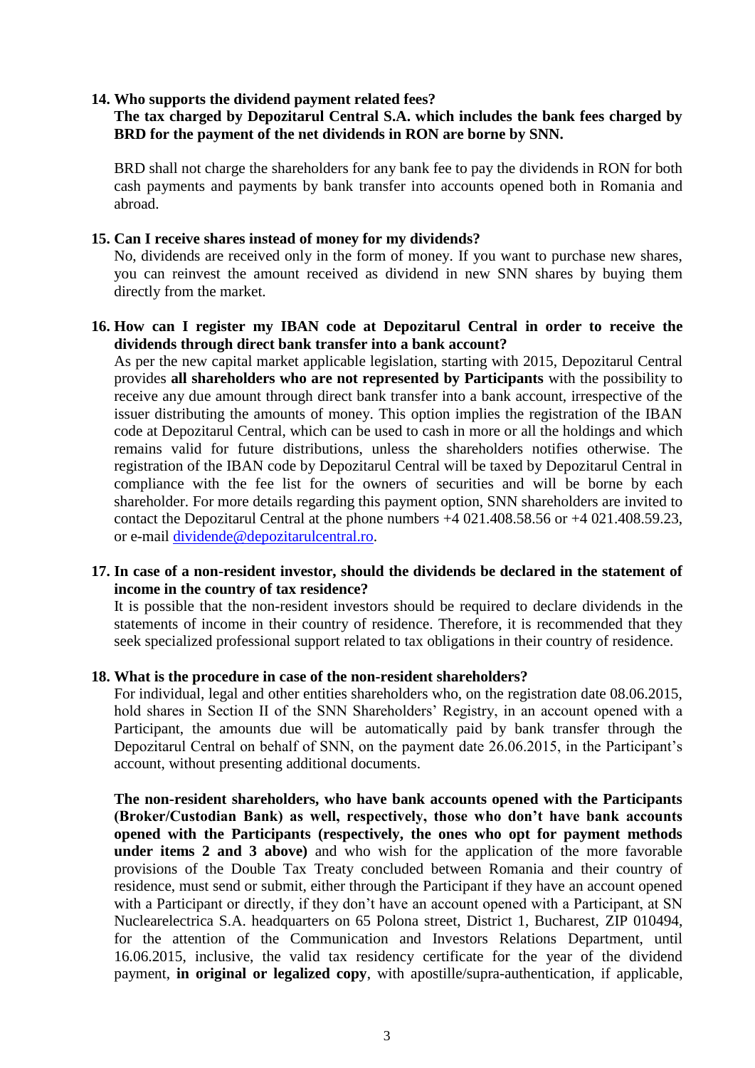**14. Who supports the dividend payment related fees?**

**The tax charged by Depozitarul Central S.A. which includes the bank fees charged by BRD for the payment of the net dividends in RON are borne by SNN.**

BRD shall not charge the shareholders for any bank fee to pay the dividends in RON for both cash payments and payments by bank transfer into accounts opened both in Romania and abroad.

**15. Can I receive shares instead of money for my dividends?**

No, dividends are received only in the form of money. If you want to purchase new shares, you can reinvest the amount received as dividend in new SNN shares by buying them directly from the market.

**16. How can I register my IBAN code at Depozitarul Central in order to receive the dividends through direct bank transfer into a bank account?**

As per the new capital market applicable legislation, starting with 2015, Depozitarul Central provides **all shareholders who are not represented by Participants** with the possibility to receive any due amount through direct bank transfer into a bank account, irrespective of the issuer distributing the amounts of money. This option implies the registration of the IBAN code at Depozitarul Central, which can be used to cash in more or all the holdings and which remains valid for future distributions, unless the shareholders notifies otherwise. The registration of the IBAN code by Depozitarul Central will be taxed by Depozitarul Central in compliance with the fee list for the owners of securities and will be borne by each shareholder. For more details regarding this payment option, SNN shareholders are invited to contact the Depozitarul Central at the phone numbers +4 021.408.58.56 or +4 021.408.59.23, or e-mail dividende@depozitarulcentral.ro.

**17. In case of a non-resident investor, should the dividends be declared in the statement of income in the country of tax residence?**

It is possible that the non-resident investors should be required to declare dividends in the statements of income in their country of residence. Therefore, it is recommended that they seek specialized professional support related to tax obligations in their country of residence.

**18. What is the procedure in case of the non-resident shareholders?**

For individual, legal and other entities shareholders who, on the registration date 08.06.2015, hold shares in Section II of the SNN Shareholders' Registry, in an account opened with a Participant, the amounts due will be automatically paid by bank transfer through the Depozitarul Central on behalf of SNN, on the payment date 26.06.2015, in the Participant's account, without presenting additional documents.

**The non-resident shareholders, who have bank accounts opened with the Participants (Broker/Custodian Bank) as well, respectively, those who don't have bank accounts opened with the Participants (respectively, the ones who opt for payment methods under items 2 and 3 above)** and who wish for the application of the more favorable provisions of the Double Tax Treaty concluded between Romania and their country of residence, must send or submit, either through the Participant if they have an account opened with a Participant or directly, if they don't have an account opened with a Participant, at SN Nuclearelectrica S.A. headquarters on 65 Polona street, District 1, Bucharest, ZIP 010494, for the attention of the Communication and Investors Relations Department, until 16.06.2015, inclusive, the valid tax residency certificate for the year of the dividend payment, **in original or legalized copy**, with apostille/supra-authentication, if applicable,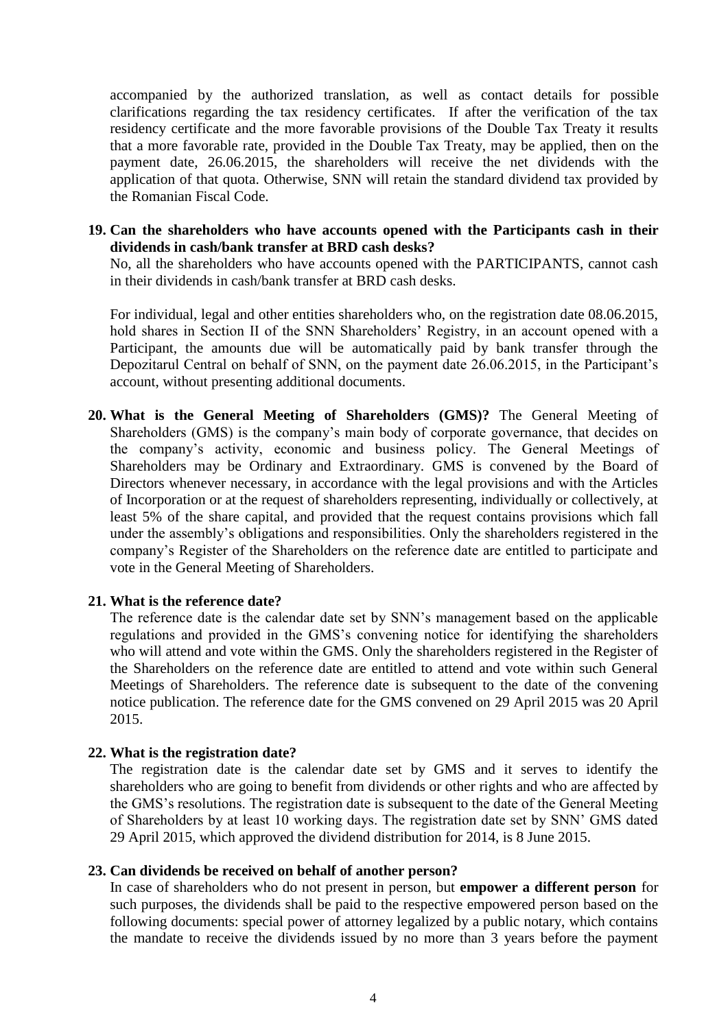accompanied by the authorized translation, as well as contact details for possible clarifications regarding the tax residency certificates. If after the verification of the tax residency certificate and the more favorable provisions of the Double Tax Treaty it results that a more favorable rate, provided in the Double Tax Treaty, may be applied, then on the payment date, 26.06.2015, the shareholders will receive the net dividends with the application of that quota. Otherwise, SNN will retain the standard dividend tax provided by the Romanian Fiscal Code.

19. **Can the shareholders who have accounts opened with the Participants cash in their dividends in cash/bank transfer at BRD cash desks?**

    No, all the shareholders who have accounts opened with the PARTICIPANTS, cannot cash in their dividends in cash/bank transfer at BRD cash desks.

    For individual, legal and other entities shareholders who, on the registration date 08.06.2015, hold shares in Section II of the SNN Shareholders' Registry, in an account opened with a Participant, the amounts due will be automatically paid by bank transfer through the Depozitarul Central on behalf of SNN, on the payment date 26.06.2015, in the Participant's account, without presenting additional documents.

20. **What is the General Meeting of Shareholders (GMS)?** The General Meeting of Shareholders (GMS) is the company's main body of corporate governance, that decides on the company's activity, economic and business policy. The General Meetings of Shareholders may be Ordinary and Extraordinary. GMS is convened by the Board of Directors whenever necessary, in accordance with the legal provisions and with the Articles of Incorporation or at the request of shareholders representing, individually or collectively, at least 5% of the share capital, and provided that the request contains provisions which fall under the assembly's obligations and responsibilities. Only the shareholders registered in the company's Register of the Shareholders on the reference date are entitled to participate and vote in the General Meeting of Shareholders.

21. **What is the reference date?**

    The reference date is the calendar date set by SNN's management based on the applicable regulations and provided in the GMS's convening notice for identifying the shareholders who will attend and vote within the GMS. Only the shareholders registered in the Register of the Shareholders on the reference date are entitled to attend and vote within such General Meetings of Shareholders. The reference date is subsequent to the date of the convening notice publication. The reference date for the GMS convened on 29 April 2015 was 20 April 2015.

22. **What is the registration date?**

    The registration date is the calendar date set by GMS and it serves to identify the shareholders who are going to benefit from dividends or other rights and who are affected by the GMS's resolutions. The registration date is subsequent to the date of the General Meeting of Shareholders by at least 10 working days. The registration date set by SNN' GMS dated 29 April 2015, which approved the dividend distribution for 2014, is 8 June 2015.

23. **Can dividends be received on behalf of another person?**

    In case of shareholders who do not present in person, but **empower a different person** for such purposes, the dividends shall be paid to the respective empowered person based on the following documents: special power of attorney legalized by a public notary, which contains the mandate to receive the dividends issued by no more than 3 years before the payment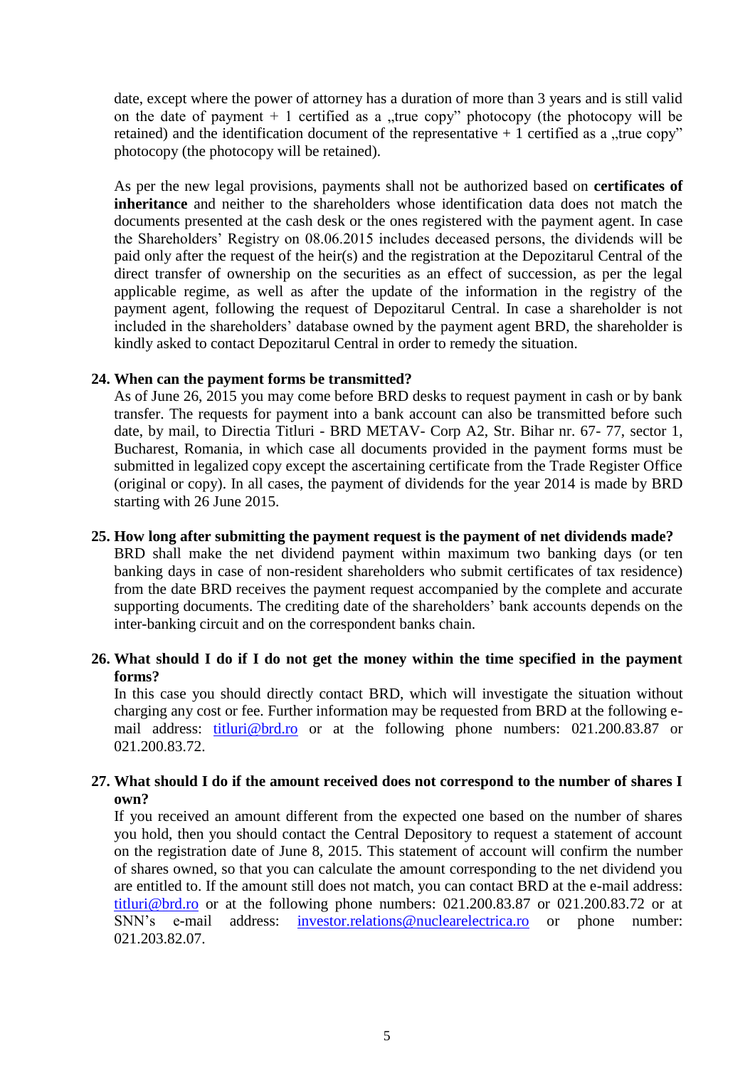date, except where the power of attorney has a duration of more than 3 years and is still valid on the date of payment + 1 certified as a „true copy" photocopy (the photocopy will be retained) and the identification document of the representative + 1 certified as a „true copy" photocopy (the photocopy will be retained).

As per the new legal provisions, payments shall not be authorized based on **certificates of inheritance** and neither to the shareholders whose identification data does not match the documents presented at the cash desk or the ones registered with the payment agent. In case the Shareholders' Registry on 08.06.2015 includes deceased persons, the dividends will be paid only after the request of the heir(s) and the registration at the Depozitarul Central of the direct transfer of ownership on the securities as an effect of succession, as per the legal applicable regime, as well as after the update of the information in the registry of the payment agent, following the request of Depozitarul Central. In case a shareholder is not included in the shareholders' database owned by the payment agent BRD, the shareholder is kindly asked to contact Depozitarul Central in order to remedy the situation.

**24. When can the payment forms be transmitted?**

As of June 26, 2015 you may come before BRD desks to request payment in cash or by bank transfer. The requests for payment into a bank account can also be transmitted before such date, by mail, to Directia Titluri - BRD METAV- Corp A2, Str. Bihar nr. 67- 77, sector 1, Bucharest, Romania, in which case all documents provided in the payment forms must be submitted in legalized copy except the ascertaining certificate from the Trade Register Office (original or copy). In all cases, the payment of dividends for the year 2014 is made by BRD starting with 26 June 2015.

**25. How long after submitting the payment request is the payment of net dividends made?**

BRD shall make the net dividend payment within maximum two banking days (or ten banking days in case of non-resident shareholders who submit certificates of tax residence) from the date BRD receives the payment request accompanied by the complete and accurate supporting documents. The crediting date of the shareholders' bank accounts depends on the inter-banking circuit and on the correspondent banks chain.

**26. What should I do if I do not get the money within the time specified in the payment forms?**

In this case you should directly contact BRD, which will investigate the situation without charging any cost or fee. Further information may be requested from BRD at the following e-mail address: titluri@brd.ro or at the following phone numbers: 021.200.83.87 or 021.200.83.72.

**27. What should I do if the amount received does not correspond to the number of shares I own?**

If you received an amount different from the expected one based on the number of shares you hold, then you should contact the Central Depository to request a statement of account on the registration date of June 8, 2015. This statement of account will confirm the number of shares owned, so that you can calculate the amount corresponding to the net dividend you are entitled to. If the amount still does not match, you can contact BRD at the e-mail address: titluri@brd.ro or at the following phone numbers: 021.200.83.87 or 021.200.83.72 or at SNN's e-mail address: investor.relations@nuclearelectrica.ro or phone number: 021.203.82.07.